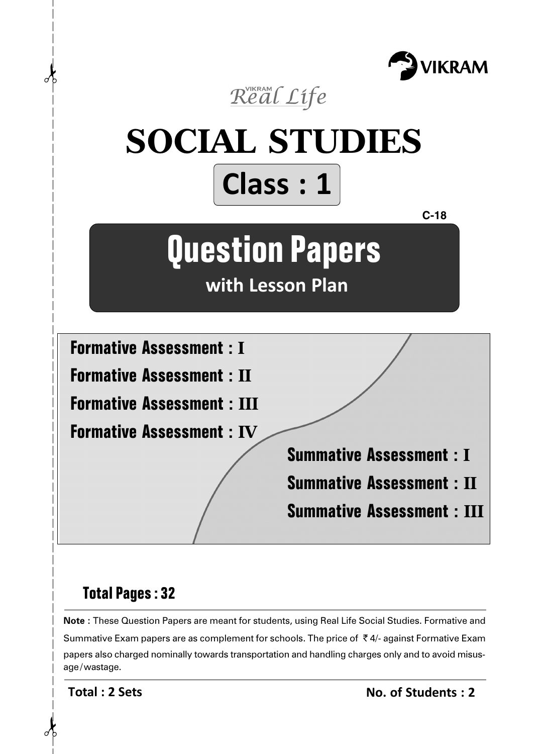VIKRAM

*VIKRAM Real Life*

# SOCIAL STUDIES

## Class : 1

C-18

# Question Papers

**with Lesson Plan**

**Formative Assessment : I**

**Formative Assessment : II**

**Formative Assessment : III**

**Formative Assessment : IV**

**Summative Assessment : I**

**Summative Assessment : II**

**Summative Assessment : III**

**Total Pages : 32**

**Note** : These Question Papers are meant for students, using Real Life Social Studies. Formative and Summative Exam papers are as complement for schools. The price of ₹4/- against Formative Exam papers also charged nominally towards transportation and handling charges only and to avoid misusage/wastage.

**Total : 2 Sets**

**No. of Students : 2**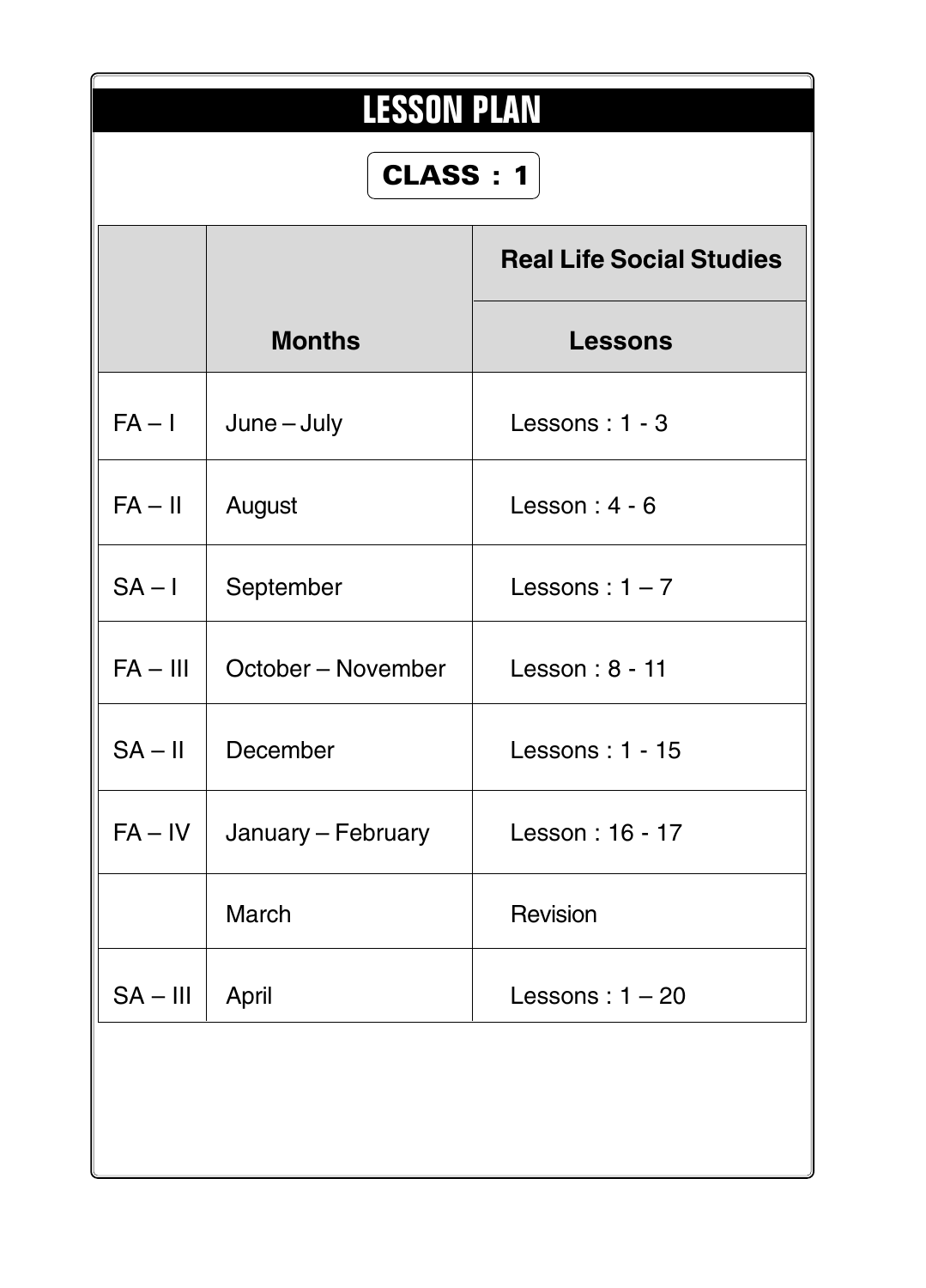# LESSON PLAN

**CLASS : 1**

| | Months | Real Life Social Studies |
|---|---|---|
| | | **Lessons** |
| FA – I | June – July | Lessons : 1 - 3 |
| FA – II | August | Lesson : 4 - 6 |
| SA – I | September | Lessons : 1 – 7 |
| FA – III | October – November | Lesson : 8 - 11 |
| SA – II | December | Lessons : 1 - 15 |
| FA – IV | January – February | Lesson : 16 - 17 |
| | March | Revision |
| SA – III | April | Lessons : 1 – 20 |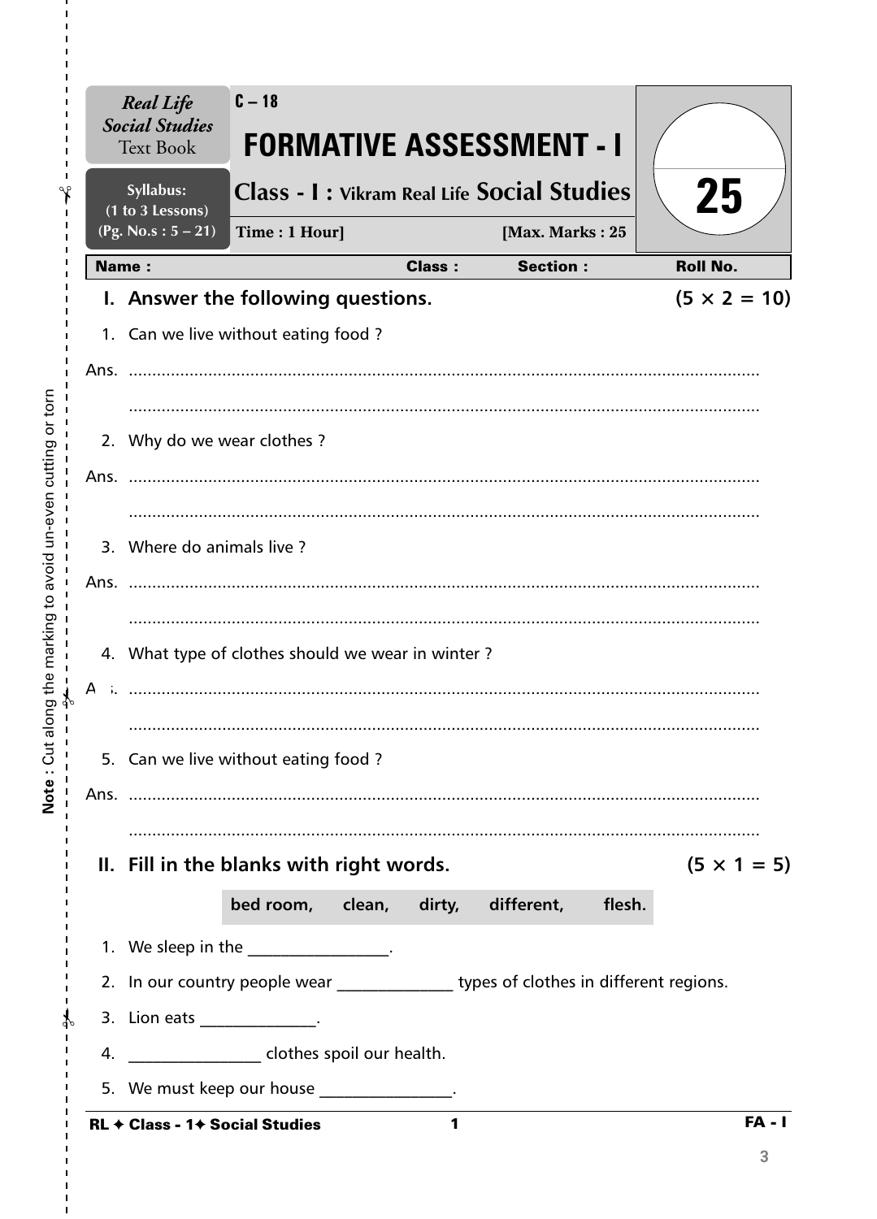*Real Life Social Studies* Text Book

Syllabus: (1 to 3 Lessons) (Pg. No.s : 5 – 21)

C – 18

# FORMATIVE ASSESSMENT - I

## Class - I : Vikram Real Life Social Studies

Time : 1 Hour] [Max. Marks : 25

25

| Name : | Class : | Section : | Roll No. |
|---|---|---|---|

### I. Answer the following questions. (5 × 2 = 10)

1. Can we live without eating food ?

Ans. ..........................................................................................................................

..........................................................................................................................

2. Why do we wear clothes ?

Ans. ..........................................................................................................................

..........................................................................................................................

3. Where do animals live ?

Ans. ..........................................................................................................................

..........................................................................................................................

4. What type of clothes should we wear in winter ?

Ans. ..........................................................................................................................

..........................................................................................................................

5. Can we live without eating food ?

Ans. ..........................................................................................................................

..........................................................................................................................

### II. Fill in the blanks with right words. (5 × 1 = 5)

**bed room, clean, dirty, different, flesh.**

1. We sleep in the ________________.
2. In our country people wear _____________ types of clothes in different regions.
3. Lion eats _____________.
4. _______________ clothes spoil our health.
5. We must keep our house _______________.

**Note** : Cut along the marking to avoid un-even cutting or torn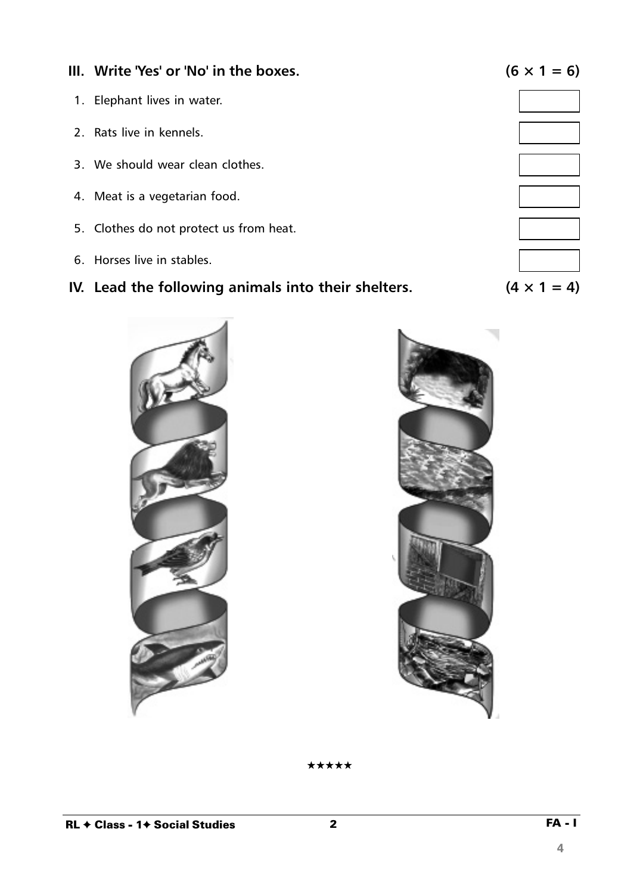### III. Write 'Yes' or 'No' in the boxes. (6 × 1 = 6)

1. Elephant lives in water. [ ]
2. Rats live in kennels. [ ]
3. We should wear clean clothes. [ ]
4. Meat is a vegetarian food. [ ]
5. Clothes do not protect us from heat. [ ]
6. Horses live in stables. [ ]

### IV. Lead the following animals into their shelters. (4 × 1 = 4)

★★★★★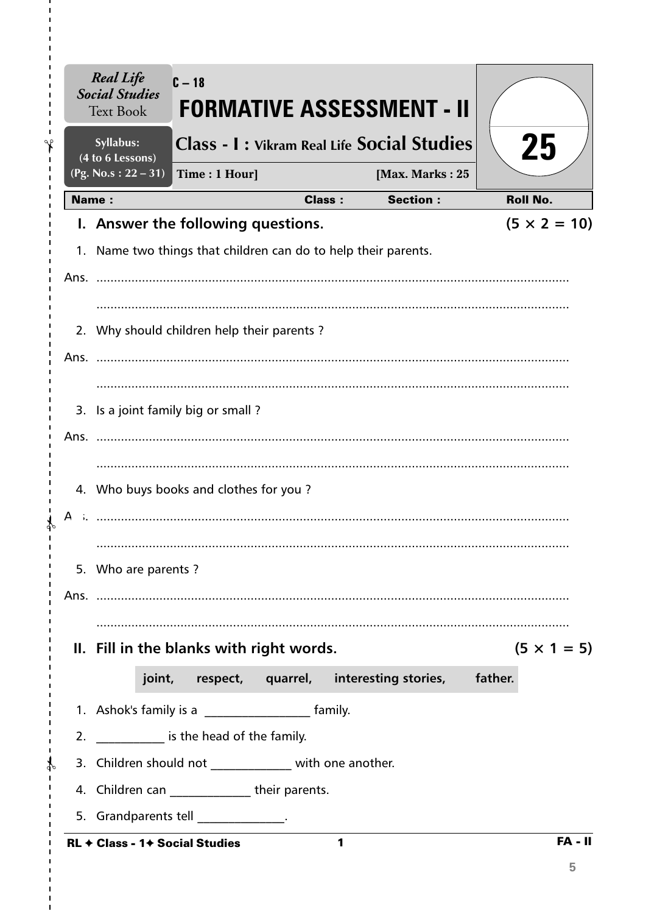**Real Life Social Studies** Text Book

**Syllabus:** (4 to 6 Lessons) (Pg. No.s : 22 – 31)

C – 18

# FORMATIVE ASSESSMENT - II

## Class - I : Vikram Real Life Social Studies

**Time : 1 Hour]** **[Max. Marks : 25**

25

| Name : | Class : | Section : | Roll No. |
|---|---|---|---|

### I. Answer the following questions. (5 × 2 = 10)

1. Name two things that children can do to help their parents.

Ans. ..........................................................................................................................

..........................................................................................................................

2. Why should children help their parents ?

Ans. ..........................................................................................................................

..........................................................................................................................

3. Is a joint family big or small ?

Ans. ..........................................................................................................................

..........................................................................................................................

4. Who buys books and clothes for you ?

Ans. ..........................................................................................................................

..........................................................................................................................

5. Who are parents ?

Ans. ..........................................................................................................................

..........................................................................................................................

### II. Fill in the blanks with right words. (5 × 1 = 5)

**joint, respect, quarrel, interesting stories, father.**

1. Ashok's family is a ________________ family.
2. ___________ is the head of the family.
3. Children should not _____________ with one another.
4. Children can _____________ their parents.
5. Grandparents tell ______________.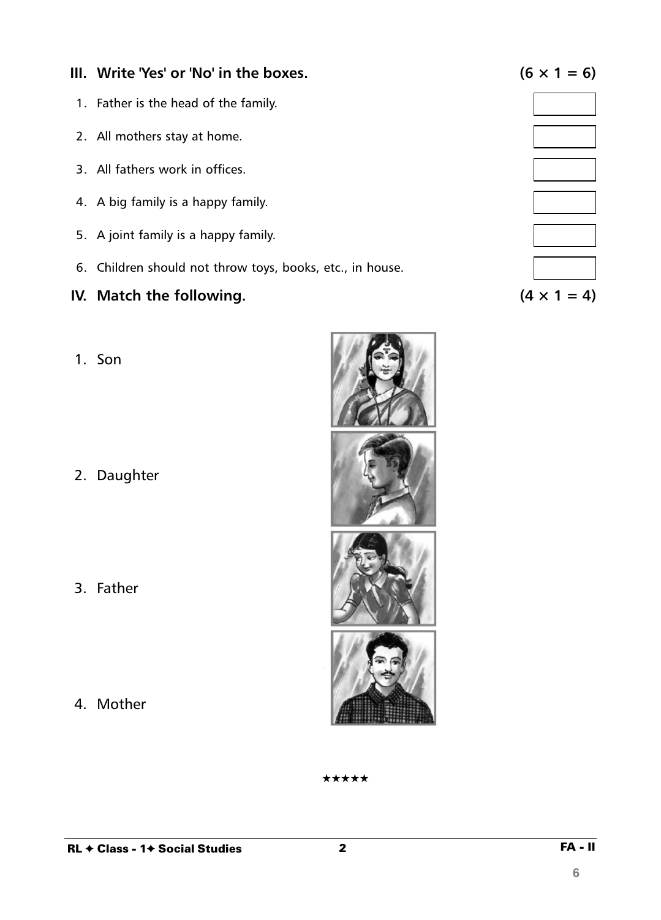## III. Write 'Yes' or 'No' in the boxes. (6 × 1 = 6)

1. Father is the head of the family.
2. All mothers stay at home.
3. All fathers work in offices.
4. A big family is a happy family.
5. A joint family is a happy family.
6. Children should not throw toys, books, etc., in house.

## IV. Match the following. (4 × 1 = 4)

1. Son
2. Daughter
3. Father
4. Mother

★★★★★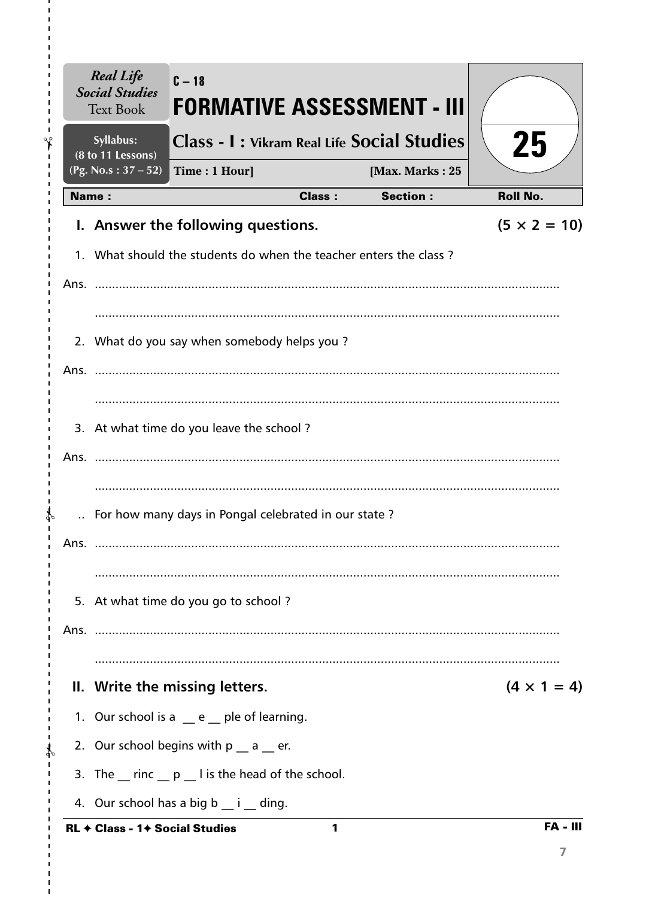Real Life Social Studies Text Book

Syllabus: (8 to 11 Lessons) (Pg. No.s : 37 – 52)

C – 18

# FORMATIVE ASSESSMENT - III

## Class - I : Vikram Real Life Social Studies

Time : 1 Hour] [Max. Marks : 25

25

| Name : | Class : | Section : | Roll No. |
|---|---|---|---|

### I. Answer the following questions. (5 × 2 = 10)

1. What should the students do when the teacher enters the class ?

Ans. ..............................................................................................................................

..............................................................................................................................

2. What do you say when somebody helps you ?

Ans. ..............................................................................................................................

..............................................................................................................................

3. At what time do you leave the school ?

Ans. ..............................................................................................................................

..............................................................................................................................

.. For how many days in Pongal celebrated in our state ?

Ans. ..............................................................................................................................

..............................................................................................................................

5. At what time do you go to school ?

Ans. ..............................................................................................................................

..............................................................................................................................

### II. Write the missing letters. (4 × 1 = 4)

1. Our school is a __ e __ ple of learning.
2. Our school begins with p __ a __ er.
3. The __ rinc __ p __ l is the head of the school.
4. Our school has a big b __ i __ ding.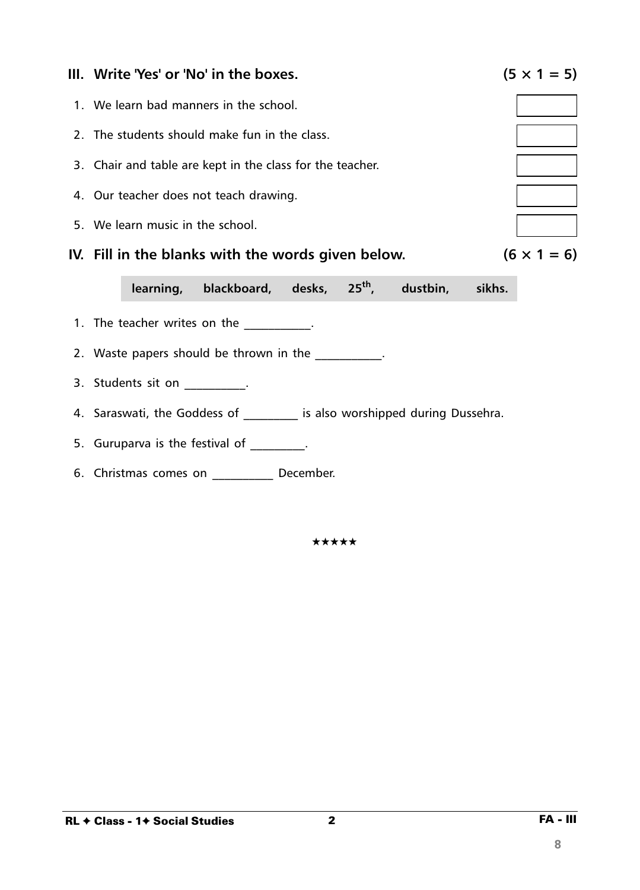### III. Write 'Yes' or 'No' in the boxes. (5 × 1 = 5)

1. We learn bad manners in the school.
2. The students should make fun in the class.
3. Chair and table are kept in the class for the teacher.
4. Our teacher does not teach drawing.
5. We learn music in the school.

### IV. Fill in the blanks with the words given below. (6 × 1 = 6)

**learning, blackboard, desks, 25$^{th}$, dustbin, sikhs.**

1. The teacher writes on the ___________.
2. Waste papers should be thrown in the ___________.
3. Students sit on __________.
4. Saraswati, the Goddess of _________ is also worshipped during Dussehra.
5. Guruparva is the festival of _________.
6. Christmas comes on __________ December.

★★★★★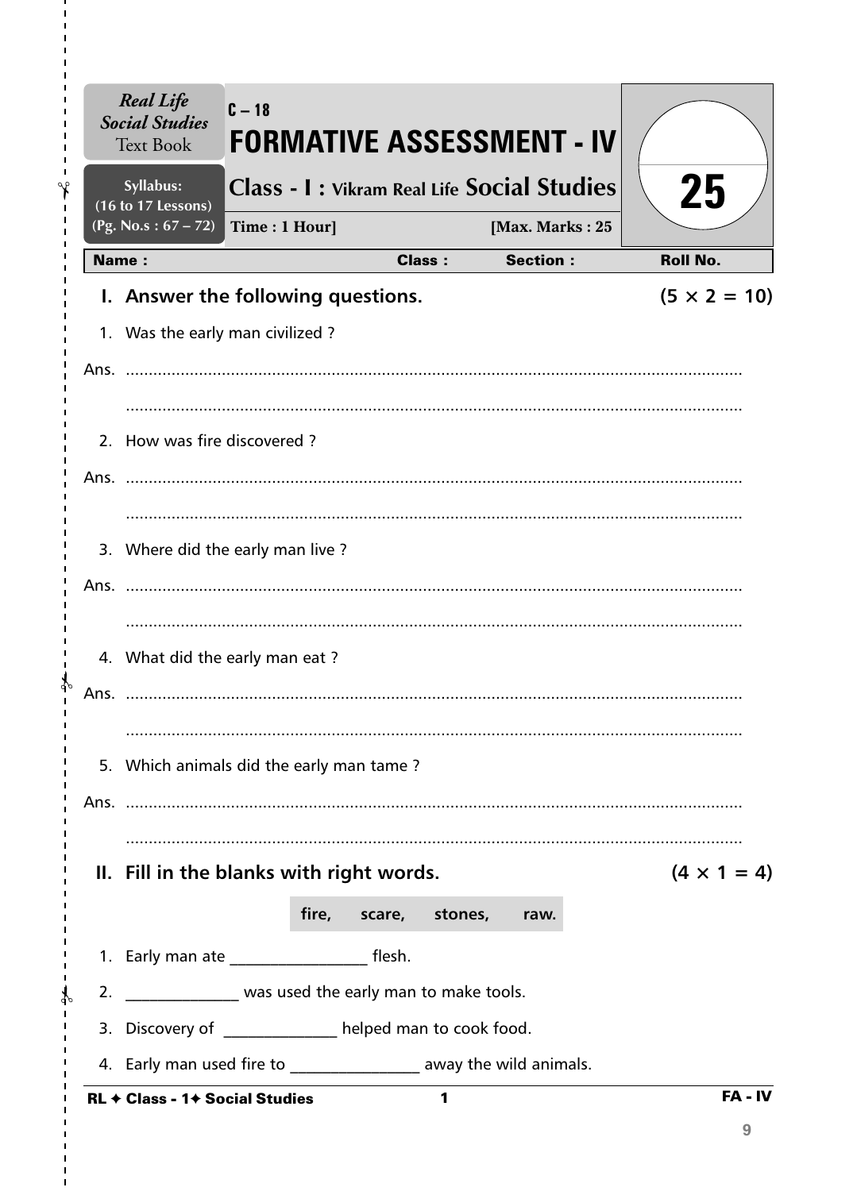**Real Life Social Studies** Text Book

**Syllabus:** (16 to 17 Lessons) (Pg. No.s : 67 – 72)

C – 18

# FORMATIVE ASSESSMENT - IV

## Class - I : Vikram Real Life Social Studies

**Time : 1 Hour]** **[Max. Marks : 25**

25

| Name : | Class : | Section : | Roll No. |
|---|---|---|---|

### I. Answer the following questions. (5 × 2 = 10)

1. Was the early man civilized ?

Ans. ......................................................................................................................

......................................................................................................................

2. How was fire discovered ?

Ans. ......................................................................................................................

......................................................................................................................

3. Where did the early man live ?

Ans. ......................................................................................................................

......................................................................................................................

4. What did the early man eat ?

Ans. ......................................................................................................................

......................................................................................................................

5. Which animals did the early man tame ?

Ans. ......................................................................................................................

......................................................................................................................

### II. Fill in the blanks with right words. (4 × 1 = 4)

**fire, scare, stones, raw.**

1. Early man ate ________________ flesh.
2. _____________ was used the early man to make tools.
3. Discovery of _____________ helped man to cook food.
4. Early man used fire to _______________ away the wild animals.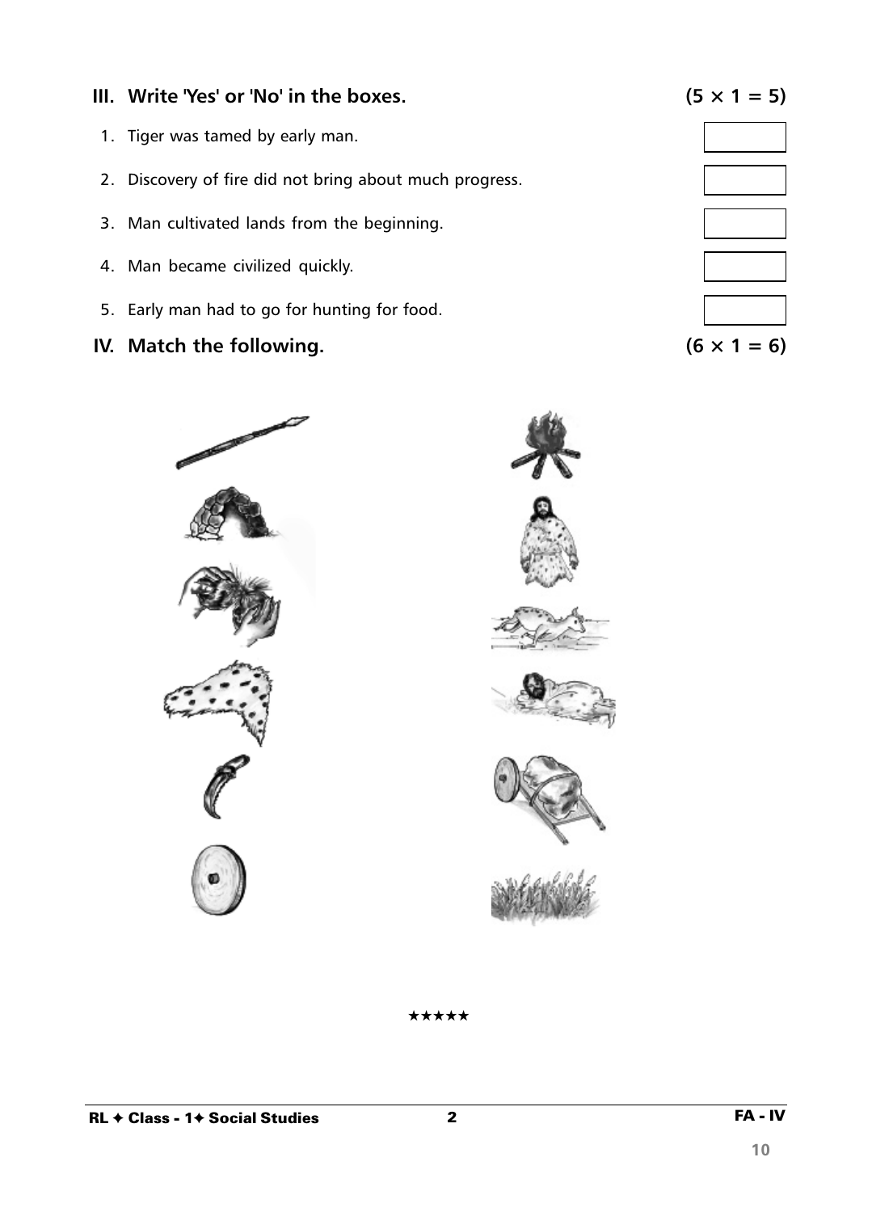## III. Write 'Yes' or 'No' in the boxes. (5 × 1 = 5)

1. Tiger was tamed by early man.
2. Discovery of fire did not bring about much progress.
3. Man cultivated lands from the beginning.
4. Man became civilized quickly.
5. Early man had to go for hunting for food.

## IV. Match the following. (6 × 1 = 6)

★★★★★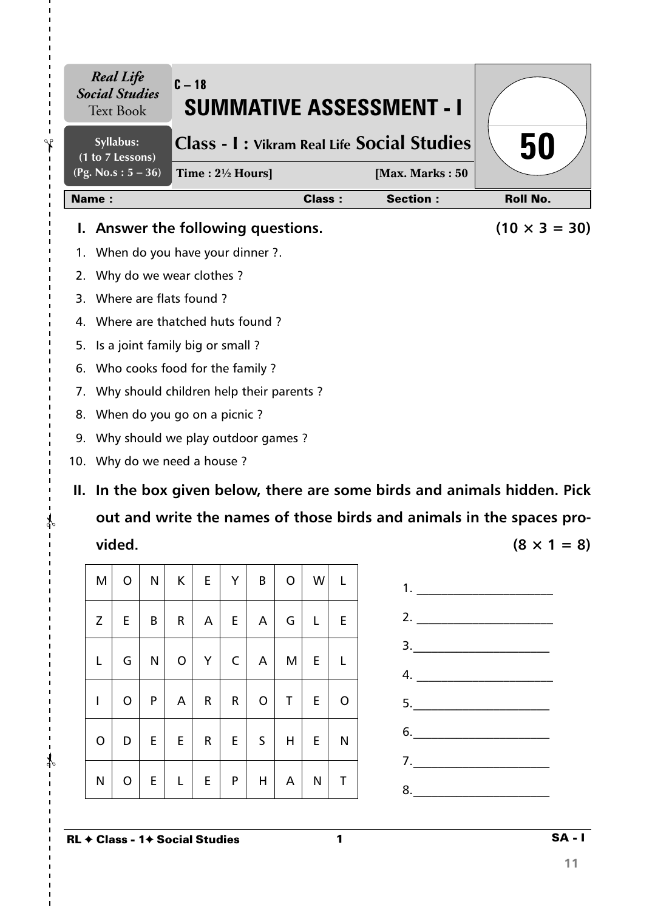| *Real Life Social Studies* Text Book | C – 18 **SUMMATIVE ASSESSMENT - I** | **50** |
|---|---|---|
| **Syllabus: (1 to 7 Lessons) (Pg. No.s : 5 – 36)** | **Class - I : Vikram Real Life Social Studies** | |
| | **Time : 2½ Hours]** **[Max. Marks : 50** | |

**Name :** **Class :** **Section :** **Roll No.**

## I. Answer the following questions. (10 × 3 = 30)

1. When do you have your dinner ?.
2. Why do we wear clothes ?
3. Where are flats found ?
4. Where are thatched huts found ?
5. Is a joint family big or small ?
6. Who cooks food for the family ?
7. Why should children help their parents ?
8. When do you go on a picnic ?
9. Why should we play outdoor games ?
10. Why do we need a house ?

## II. In the box given below, there are some birds and animals hidden. Pick out and write the names of those birds and animals in the spaces provided. (8 × 1 = 8)

| | | | | | | | | | |
|---|---|---|---|---|---|---|---|---|---|
| M | O | N | K | E | Y | B | O | W | L |
| Z | E | B | R | A | E | A | G | L | E |
| L | G | N | O | Y | C | A | M | E | L |
| I | O | P | A | R | R | O | T | E | O |
| O | D | E | E | R | E | S | H | E | N |
| N | O | E | L | E | P | H | A | N | T |

1. ______________________
2. ______________________
3. ______________________
4. ______________________
5. ______________________
6. ______________________
7. ______________________
8. ______________________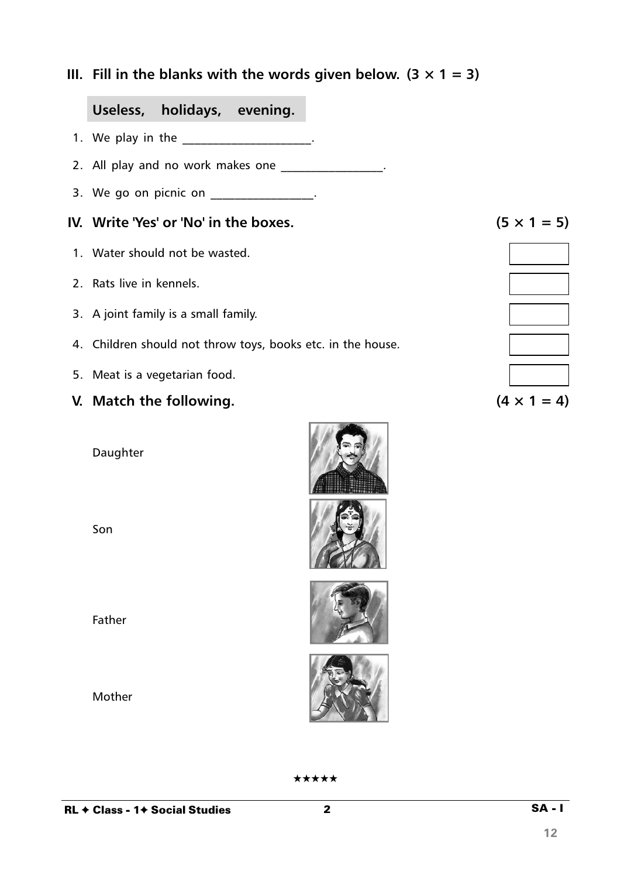## III. Fill in the blanks with the words given below. (3 × 1 = 3)

**Useless, holidays, evening.**

1. We play in the ____________________.
2. All play and no work makes one ________________.
3. We go on picnic on ________________.

## IV. Write 'Yes' or 'No' in the boxes. (5 × 1 = 5)

1. Water should not be wasted. ☐
2. Rats live in kennels. ☐
3. A joint family is a small family. ☐
4. Children should not throw toys, books etc. in the house. ☐
5. Meat is a vegetarian food. ☐

## V. Match the following. (4 × 1 = 4)

Daughter

Son

Father

Mother

★★★★★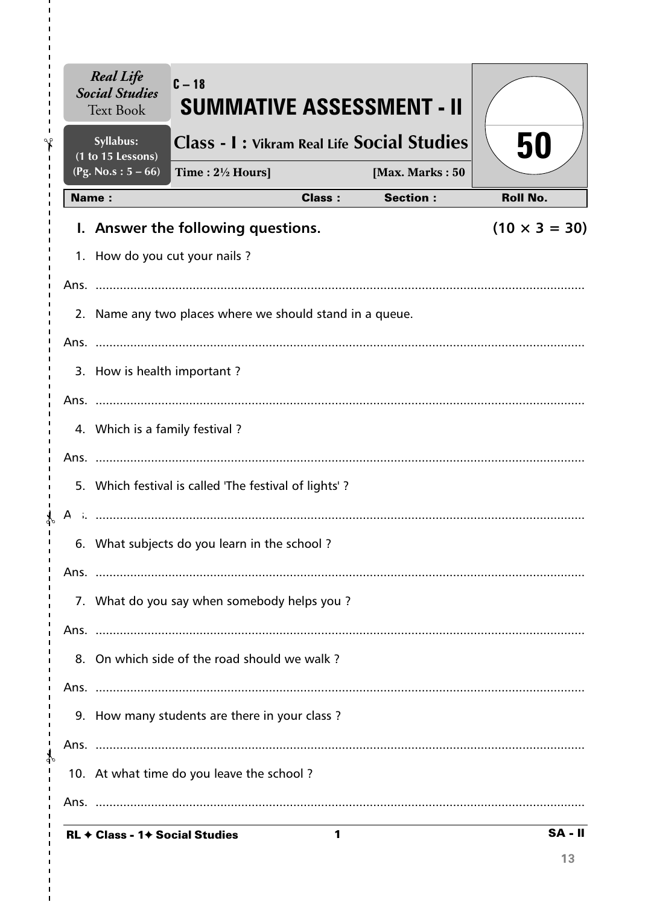**Real Life Social Studies** Text Book

**Syllabus: (1 to 15 Lessons) (Pg. No.s : 5 – 66)**

C – 18

# SUMMATIVE ASSESSMENT - II

## Class - I : Vikram Real Life Social Studies

Time : 2½ Hours] [Max. Marks : 50

50

| Name : | Class : | Section : | Roll No. |
|---|---|---|---|

### I. Answer the following questions. (10 × 3 = 30)

1. How do you cut your nails ?

Ans. ..........................................................................................................................

2. Name any two places where we should stand in a queue.

Ans. ..........................................................................................................................

3. How is health important ?

Ans. ..........................................................................................................................

4. Which is a family festival ?

Ans. ..........................................................................................................................

5. Which festival is called 'The festival of lights' ?

Ans. ..........................................................................................................................

6. What subjects do you learn in the school ?

Ans. ..........................................................................................................................

7. What do you say when somebody helps you ?

Ans. ..........................................................................................................................

8. On which side of the road should we walk ?

Ans. ..........................................................................................................................

9. How many students are there in your class ?

Ans. ..........................................................................................................................

10. At what time do you leave the school ?

Ans. ..........................................................................................................................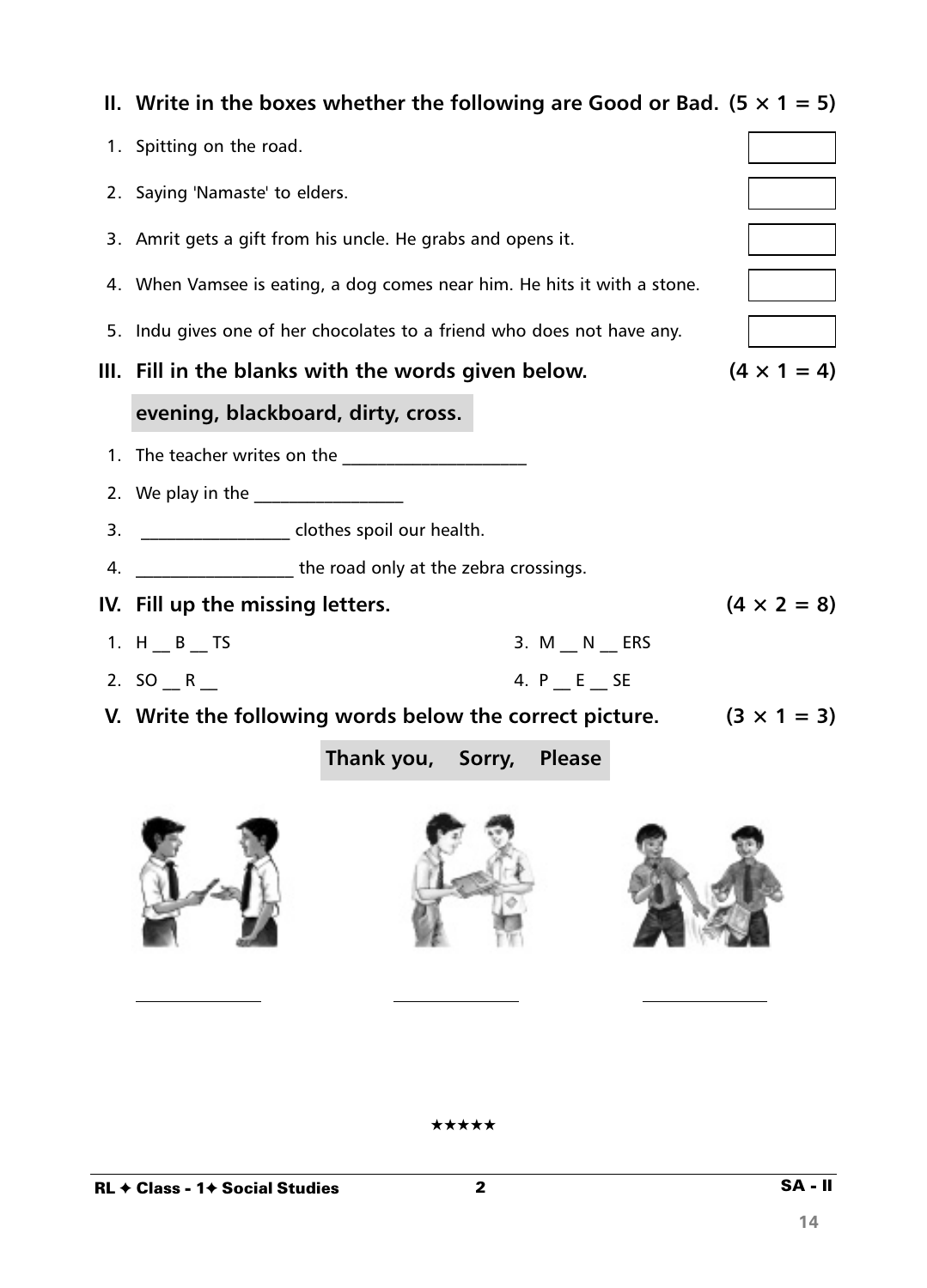## II. Write in the boxes whether the following are Good or Bad. (5 × 1 = 5)

1. Spitting on the road.
2. Saying 'Namaste' to elders.
3. Amrit gets a gift from his uncle. He grabs and opens it.
4. When Vamsee is eating, a dog comes near him. He hits it with a stone.
5. Indu gives one of her chocolates to a friend who does not have any.

## III. Fill in the blanks with the words given below. (4 × 1 = 4)

**evening, blackboard, dirty, cross.**

1. The teacher writes on the ____________________
2. We play in the ________________
3. ________________ clothes spoil our health.
4. _________________ the road only at the zebra crossings.

## IV. Fill up the missing letters. (4 × 2 = 8)

1. H __ B __ TS
2. SO __ R __
3. M __ N __ ERS
4. P __ E __ SE

## V. Write the following words below the correct picture. (3 × 1 = 3)

**Thank you, Sorry, Please**

______________ ______________ ______________

★★★★★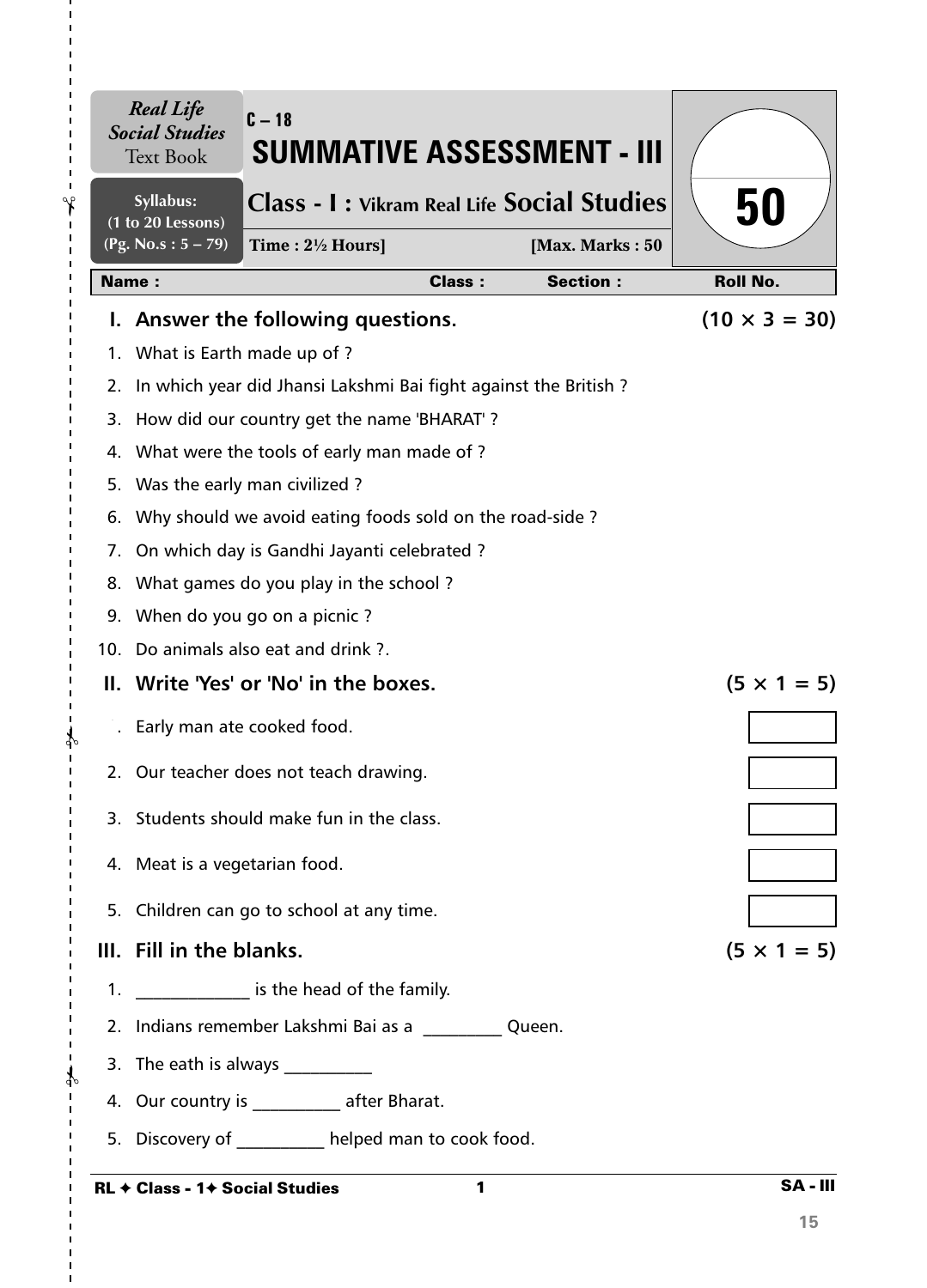*Real Life Social Studies* Text Book

Syllabus: (1 to 20 Lessons) (Pg. No.s : 5 – 79)

C – 18

# SUMMATIVE ASSESSMENT - III

## Class - I : Vikram Real Life Social Studies

Time : 2½ Hours] [Max. Marks : 50

50

| Name : | Class : | Section : | Roll No. |
|---|---|---|---|

### I. Answer the following questions. (10 × 3 = 30)

1. What is Earth made up of ?
2. In which year did Jhansi Lakshmi Bai fight against the British ?
3. How did our country get the name 'BHARAT' ?
4. What were the tools of early man made of ?
5. Was the early man civilized ?
6. Why should we avoid eating foods sold on the road-side ?
7. On which day is Gandhi Jayanti celebrated ?
8. What games do you play in the school ?
9. When do you go on a picnic ?
10. Do animals also eat and drink ?.

### II. Write 'Yes' or 'No' in the boxes. (5 × 1 = 5)

1. Early man ate cooked food. ☐
2. Our teacher does not teach drawing. ☐
3. Students should make fun in the class. ☐
4. Meat is a vegetarian food. ☐
5. Children can go to school at any time. ☐

### III. Fill in the blanks. (5 × 1 = 5)

1. ____________ is the head of the family.
2. Indians remember Lakshmi Bai as a _________ Queen.
3. The eath is always __________
4. Our country is __________ after Bharat.
5. Discovery of __________ helped man to cook food.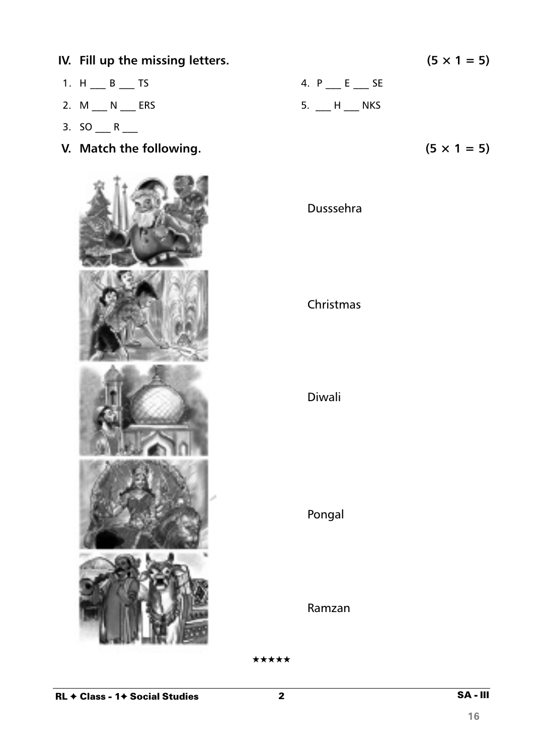## IV. Fill up the missing letters. (5 × 1 = 5)

1. H ___ B ___ TS
2. M ___ N ___ ERS
3. SO ___ R ___
4. P ___ E ___ SE
5. ___ H ___ NKS

## V. Match the following. (5 × 1 = 5)

Dusssehra

Christmas

Diwali

Pongal

Ramzan

★★★★★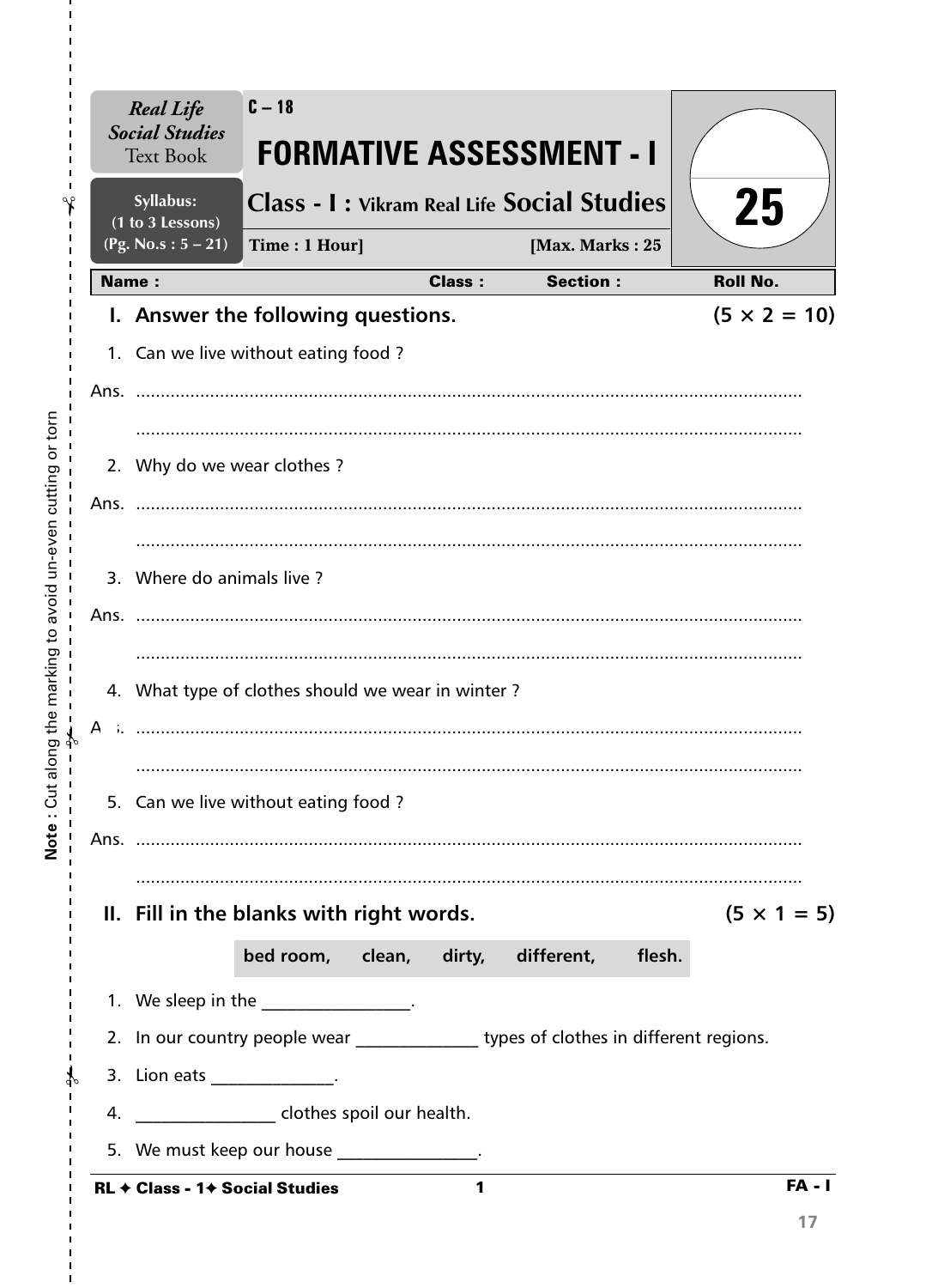*Real Life Social Studies* Text Book

Syllabus: (1 to 3 Lessons) (Pg. No.s : 5 – 21)

C – 18

# FORMATIVE ASSESSMENT - I

## Class - I : Vikram Real Life Social Studies

Time : 1 Hour] [Max. Marks : 25

25

| Name : | Class : | Section : | Roll No. |
|---|---|---|---|

### I. Answer the following questions. (5 × 2 = 10)

1. Can we live without eating food ?

Ans. ..........................................................................................................................

..........................................................................................................................

2. Why do we wear clothes ?

Ans. ..........................................................................................................................

..........................................................................................................................

3. Where do animals live ?

Ans. ..........................................................................................................................

..........................................................................................................................

4. What type of clothes should we wear in winter ?

Ans. ..........................................................................................................................

..........................................................................................................................

5. Can we live without eating food ?

Ans. ..........................................................................................................................

..........................................................................................................................

### II. Fill in the blanks with right words. (5 × 1 = 5)

**bed room, clean, dirty, different, flesh.**

1. We sleep in the ________________.
2. In our country people wear _____________ types of clothes in different regions.
3. Lion eats _____________.
4. _______________ clothes spoil our health.
5. We must keep our house _______________.

Note : Cut along the marking to avoid un-even cutting or torn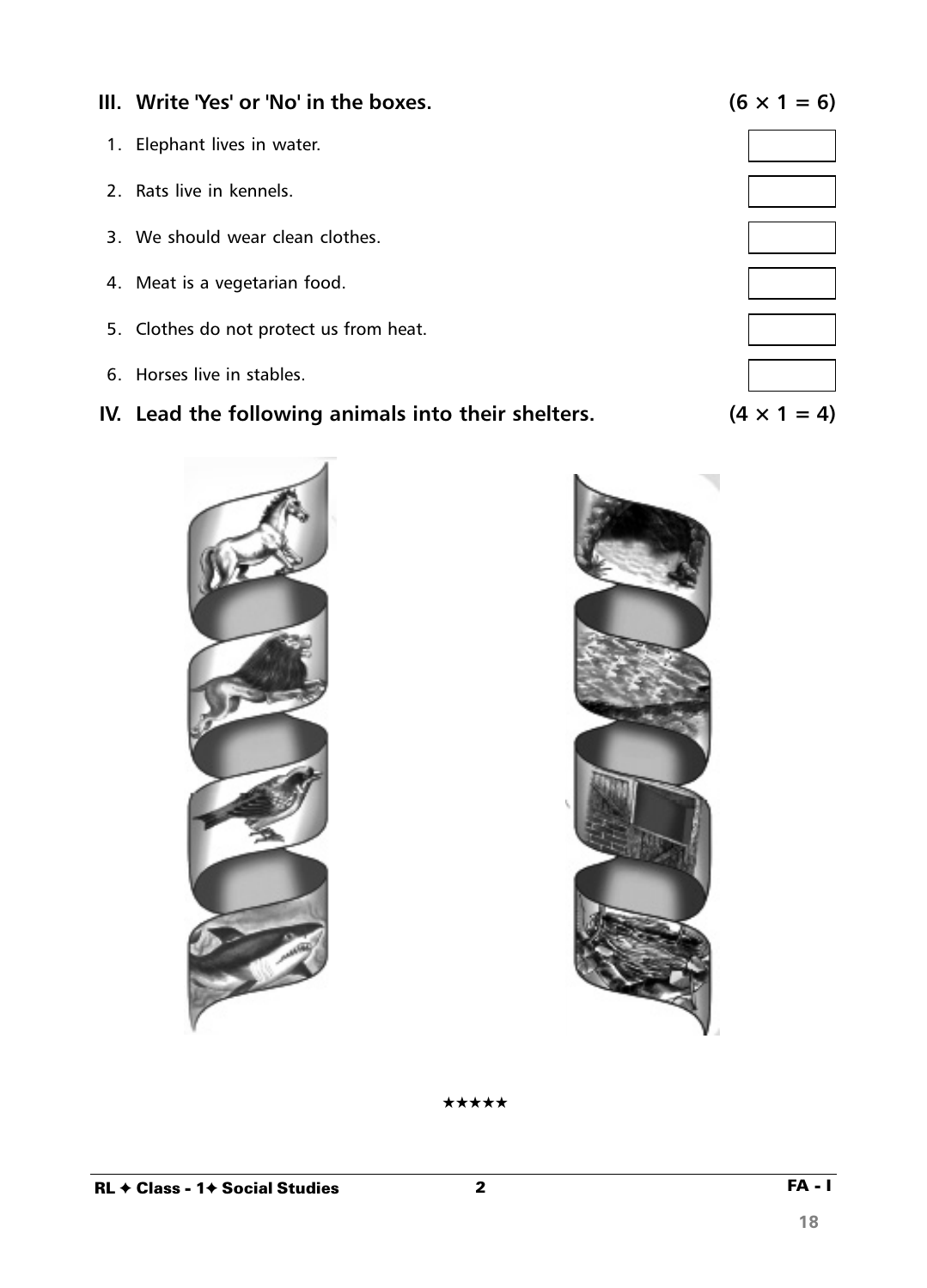## III. Write 'Yes' or 'No' in the boxes. (6 × 1 = 6)

1. Elephant lives in water.
2. Rats live in kennels.
3. We should wear clean clothes.
4. Meat is a vegetarian food.
5. Clothes do not protect us from heat.
6. Horses live in stables.

## IV. Lead the following animals into their shelters. (4 × 1 = 4)

★★★★★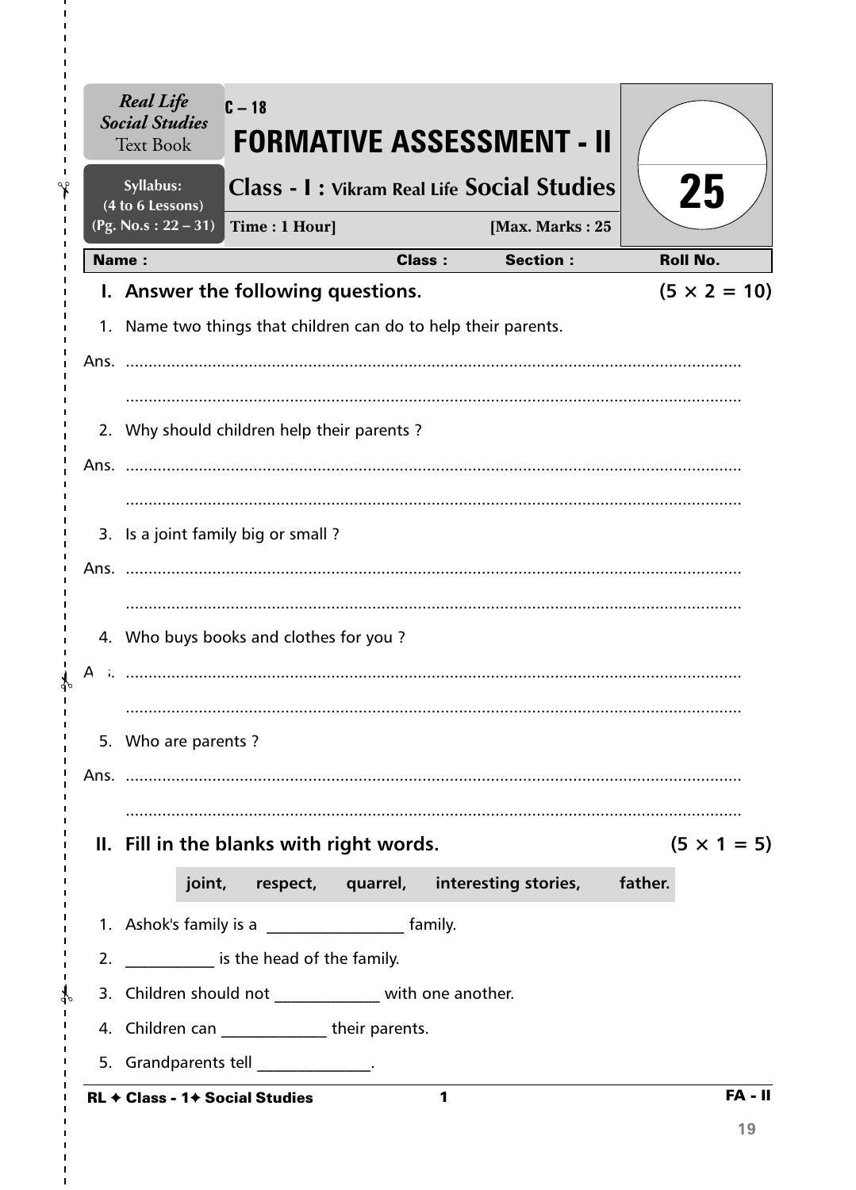*Real Life Social Studies* Text Book

Syllabus: (4 to 6 Lessons) (Pg. No.s : 22 – 31)

C – 18

# FORMATIVE ASSESSMENT - II

## Class - I : Vikram Real Life Social Studies

Time : 1 Hour] [Max. Marks : 25

25

| Name : | Class : | Section : | Roll No. |
|---|---|---|---|

### I. Answer the following questions. (5 × 2 = 10)

1. Name two things that children can do to help their parents.

Ans. ..............................................................................................................

..............................................................................................................

2. Why should children help their parents ?

Ans. ..............................................................................................................

..............................................................................................................

3. Is a joint family big or small ?

Ans. ..............................................................................................................

..............................................................................................................

4. Who buys books and clothes for you ?

Ans. ..............................................................................................................

..............................................................................................................

5. Who are parents ?

Ans. ..............................................................................................................

..............................................................................................................

### II. Fill in the blanks with right words. (5 × 1 = 5)

**joint, respect, quarrel, interesting stories, father.**

1. Ashok's family is a ________________ family.
2. ___________ is the head of the family.
3. Children should not _____________ with one another.
4. Children can _____________ their parents.
5. Grandparents tell ______________.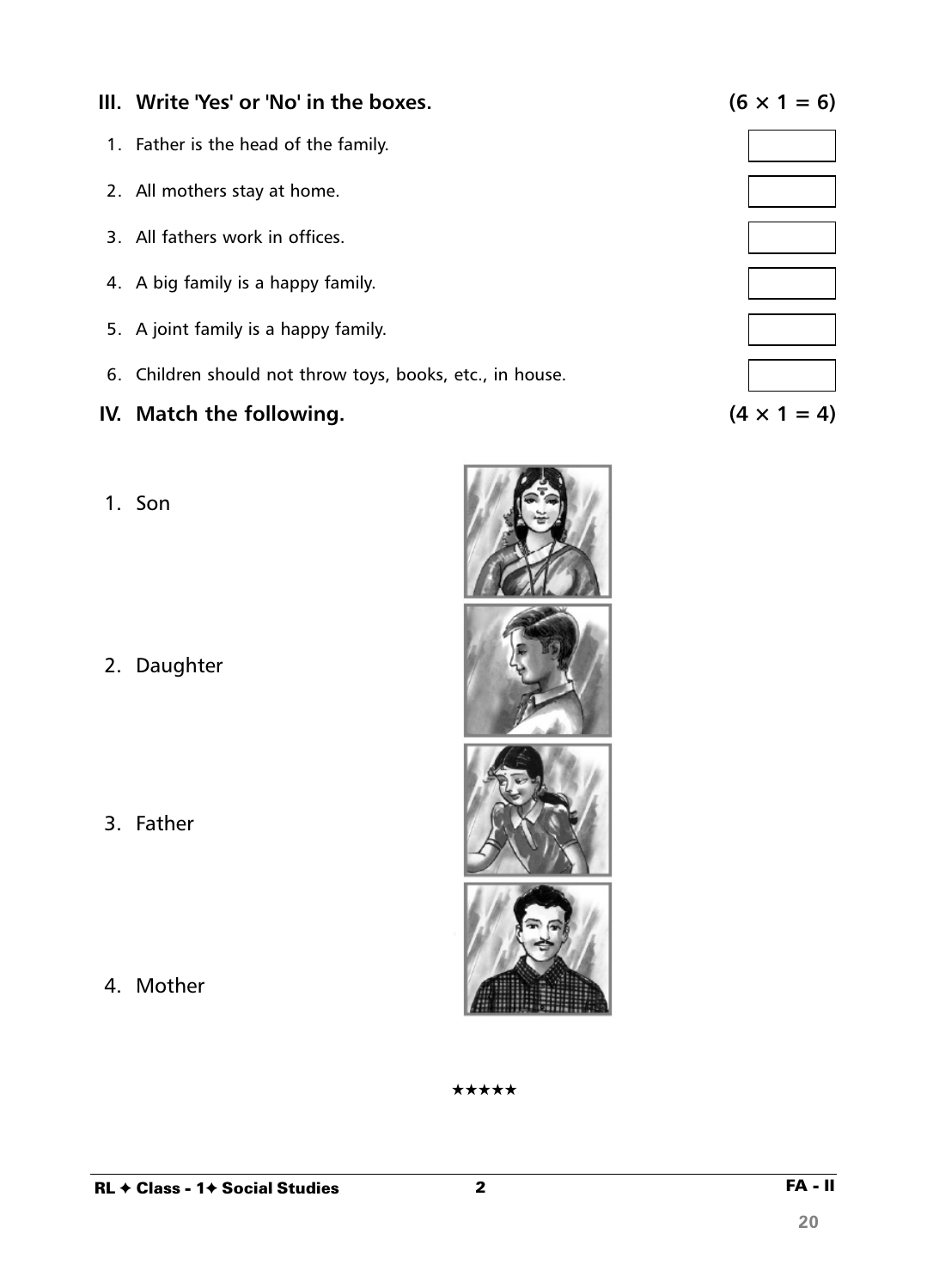## III. Write 'Yes' or 'No' in the boxes. (6 × 1 = 6)

1. Father is the head of the family.
2. All mothers stay at home.
3. All fathers work in offices.
4. A big family is a happy family.
5. A joint family is a happy family.
6. Children should not throw toys, books, etc., in house.

## IV. Match the following. (4 × 1 = 4)

1. Son
2. Daughter
3. Father
4. Mother

★★★★★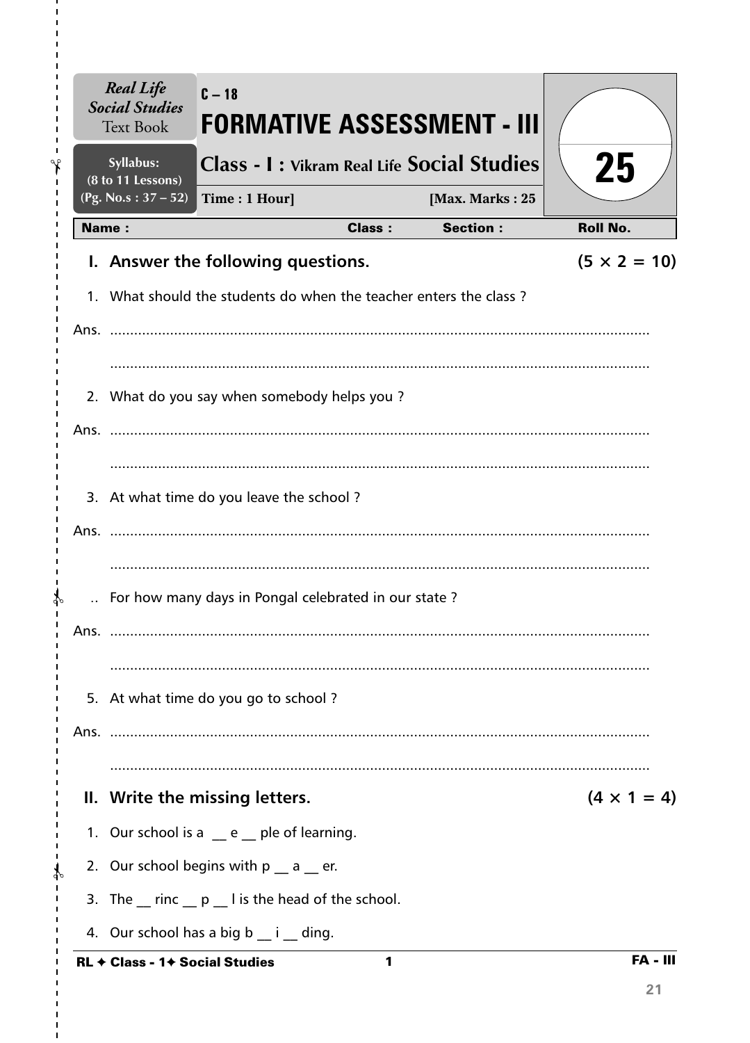| Real Life Social Studies Text Book | C – 18 FORMATIVE ASSESSMENT - III | 25 |
|---|---|---|
| Syllabus: (8 to 11 Lessons) (Pg. No.s : 37 – 52) | Class - I : Vikram Real Life Social Studies | |
| | Time : 1 Hour] [Max. Marks : 25 | |

**Name :** **Class :** **Section :** **Roll No.**

## I. Answer the following questions. (5 × 2 = 10)

1. What should the students do when the teacher enters the class ?

Ans. ......................................................................................................................................

......................................................................................................................................

2. What do you say when somebody helps you ?

Ans. ......................................................................................................................................

......................................................................................................................................

3. At what time do you leave the school ?

Ans. ......................................................................................................................................

......................................................................................................................................

.. For how many days in Pongal celebrated in our state ?

Ans. ......................................................................................................................................

......................................................................................................................................

5. At what time do you go to school ?

Ans. ......................................................................................................................................

......................................................................................................................................

## II. Write the missing letters. (4 × 1 = 4)

1. Our school is a __ e __ ple of learning.
2. Our school begins with p __ a __ er.
3. The __ rinc __ p __ l is the head of the school.
4. Our school has a big b __ i __ ding.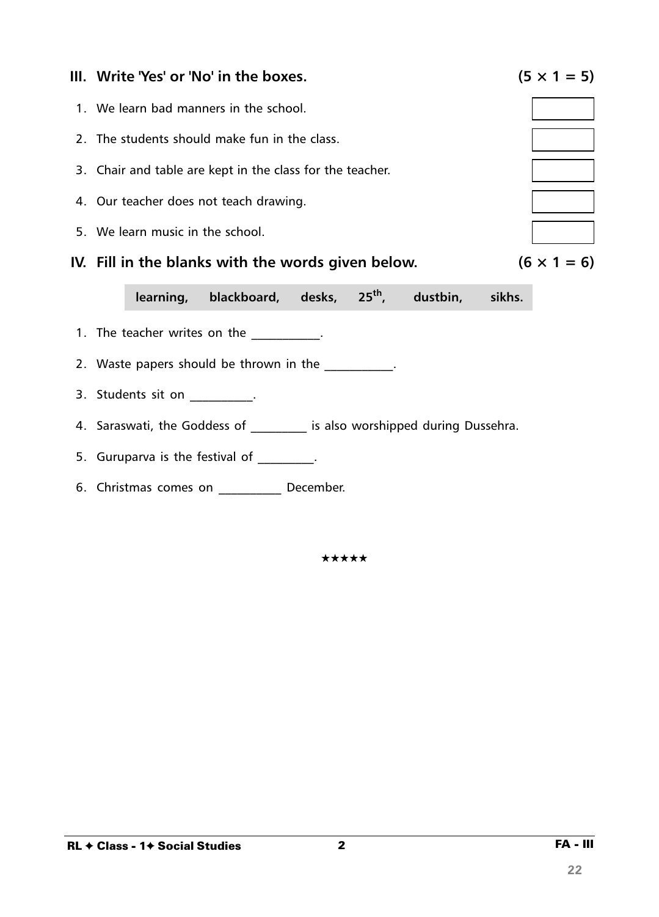### III. Write 'Yes' or 'No' in the boxes. (5 × 1 = 5)

1. We learn bad manners in the school. [ ]
2. The students should make fun in the class. [ ]
3. Chair and table are kept in the class for the teacher. [ ]
4. Our teacher does not teach drawing. [ ]
5. We learn music in the school. [ ]

### IV. Fill in the blanks with the words given below. (6 × 1 = 6)

**learning, blackboard, desks, 25th, dustbin, sikhs.**

1. The teacher writes on the ___________.
2. Waste papers should be thrown in the ___________.
3. Students sit on __________.
4. Saraswati, the Goddess of _________ is also worshipped during Dussehra.
5. Guruparva is the festival of _________.
6. Christmas comes on __________ December.

★★★★★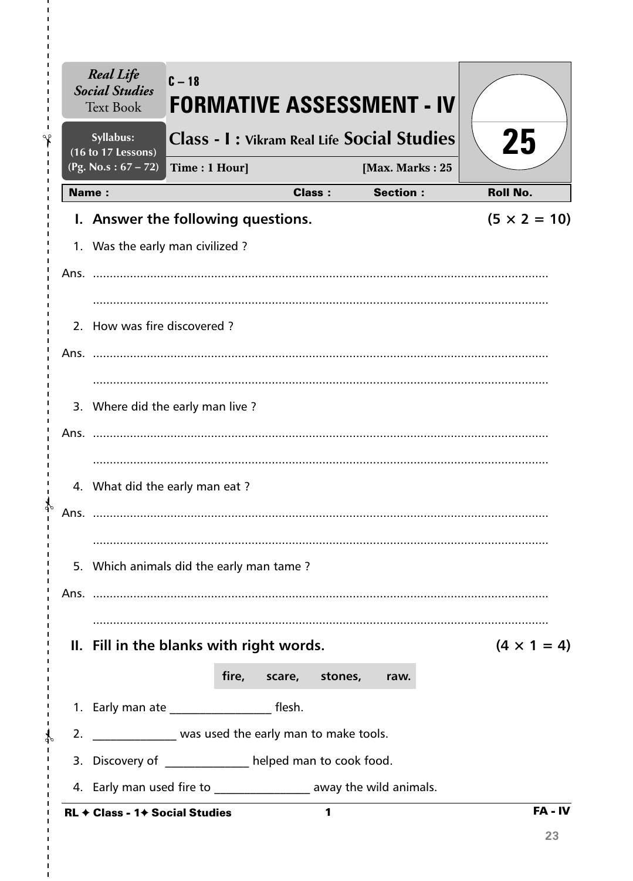**Real Life Social Studies** Text Book

**Syllabus:** (16 to 17 Lessons) (Pg. No.s : 67 – 72)

C – 18

# FORMATIVE ASSESSMENT - IV

## Class - I : Vikram Real Life Social Studies

**Time : 1 Hour]** **[Max. Marks : 25**

25

| Name : | Class : | Section : | Roll No. |
|---|---|---|---|

### I. Answer the following questions. (5 × 2 = 10)

1. Was the early man civilized ?

Ans. ..........................................................................................................................

..........................................................................................................................

2. How was fire discovered ?

Ans. ..........................................................................................................................

..........................................................................................................................

3. Where did the early man live ?

Ans. ..........................................................................................................................

..........................................................................................................................

4. What did the early man eat ?

Ans. ..........................................................................................................................

..........................................................................................................................

5. Which animals did the early man tame ?

Ans. ..........................................................................................................................

..........................................................................................................................

### II. Fill in the blanks with right words. (4 × 1 = 4)

**fire, scare, stones, raw.**

1. Early man ate ________________ flesh.
2. _____________ was used the early man to make tools.
3. Discovery of _____________ helped man to cook food.
4. Early man used fire to _______________ away the wild animals.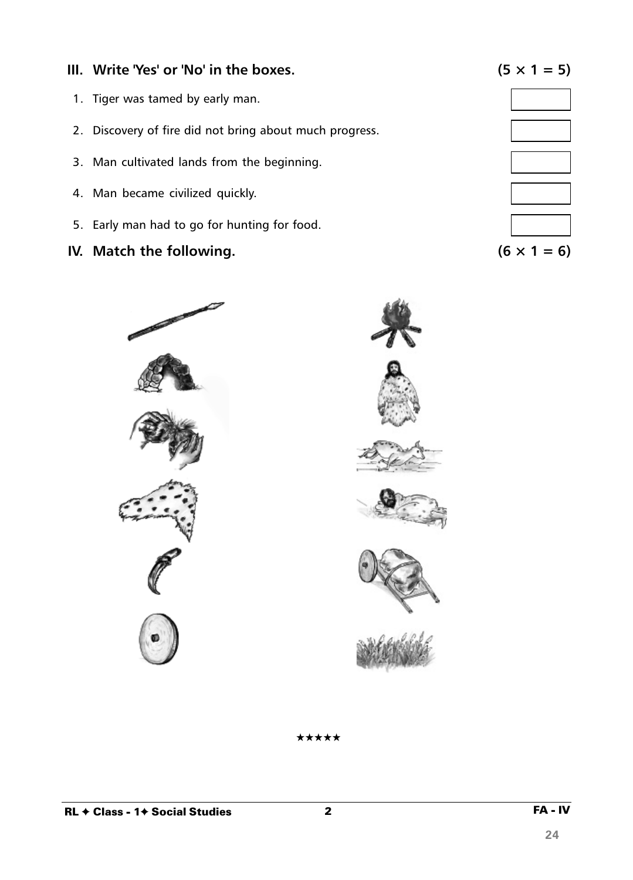### III. Write 'Yes' or 'No' in the boxes. (5 × 1 = 5)

1. Tiger was tamed by early man.
2. Discovery of fire did not bring about much progress.
3. Man cultivated lands from the beginning.
4. Man became civilized quickly.
5. Early man had to go for hunting for food.

### IV. Match the following. (6 × 1 = 6)

★★★★★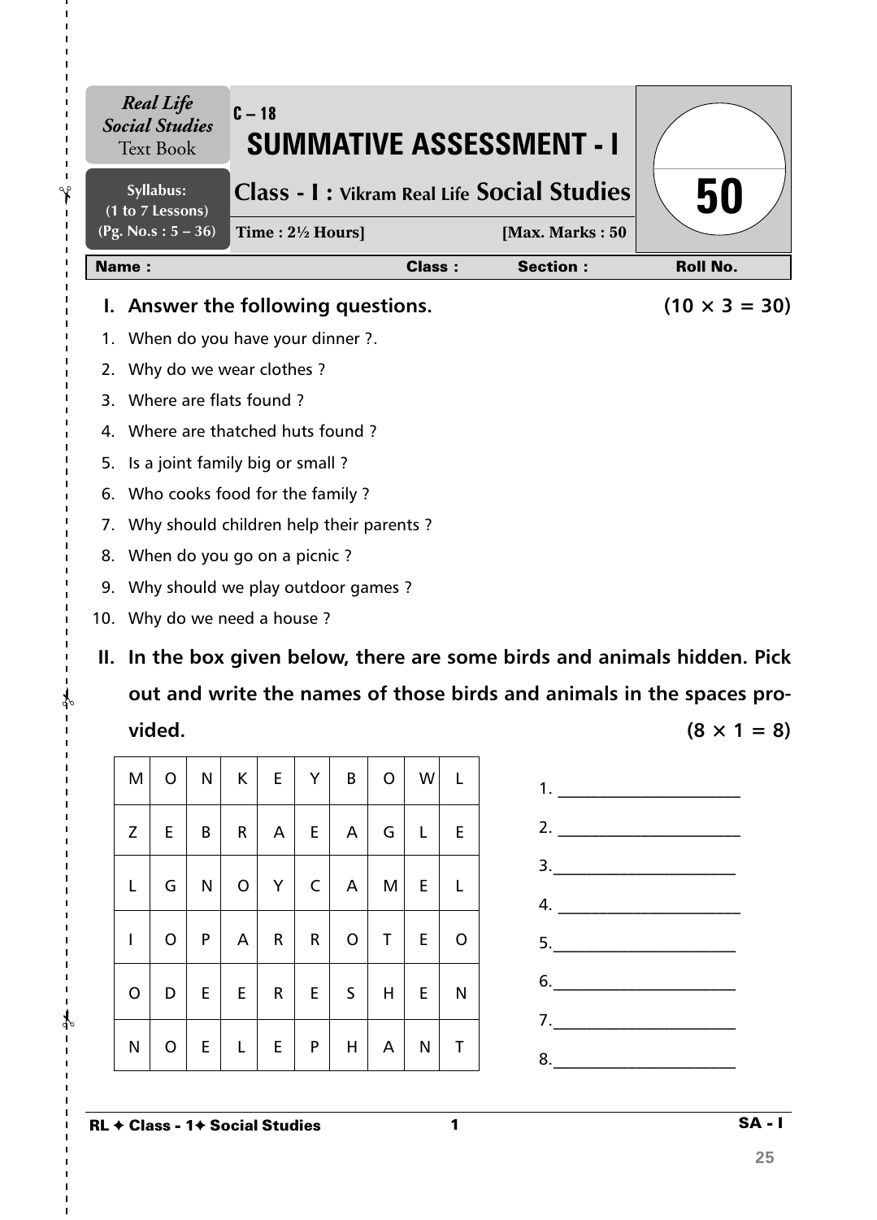**Real Life Social Studies** Text Book

C – 18

# SUMMATIVE ASSESSMENT - I

**Syllabus:** (1 to 7 Lessons) (Pg. No.s : 5 – 36)

## Class - I : Vikram Real Life Social Studies

**Time : 2½ Hours]** **[Max. Marks : 50**

**50**

| Name : | Class : | Section : | Roll No. |
|---|---|---|---|

### I. Answer the following questions. (10 × 3 = 30)

1. When do you have your dinner ?.
2. Why do we wear clothes ?
3. Where are flats found ?
4. Where are thatched huts found ?
5. Is a joint family big or small ?
6. Who cooks food for the family ?
7. Why should children help their parents ?
8. When do you go on a picnic ?
9. Why should we play outdoor games ?
10. Why do we need a house ?

### II. In the box given below, there are some birds and animals hidden. Pick out and write the names of those birds and animals in the spaces provided. (8 × 1 = 8)

| M | O | N | K | E | Y | B | O | W | L |
|---|---|---|---|---|---|---|---|---|---|
| Z | E | B | R | A | E | A | G | L | E |
| L | G | N | O | Y | C | A | M | E | L |
| I | O | P | A | R | R | O | T | E | O |
| O | D | E | E | R | E | S | H | E | N |
| N | O | E | L | E | P | H | A | N | T |

1. ______________________
2. ______________________
3. ______________________
4. ______________________
5. ______________________
6. ______________________
7. ______________________
8. ______________________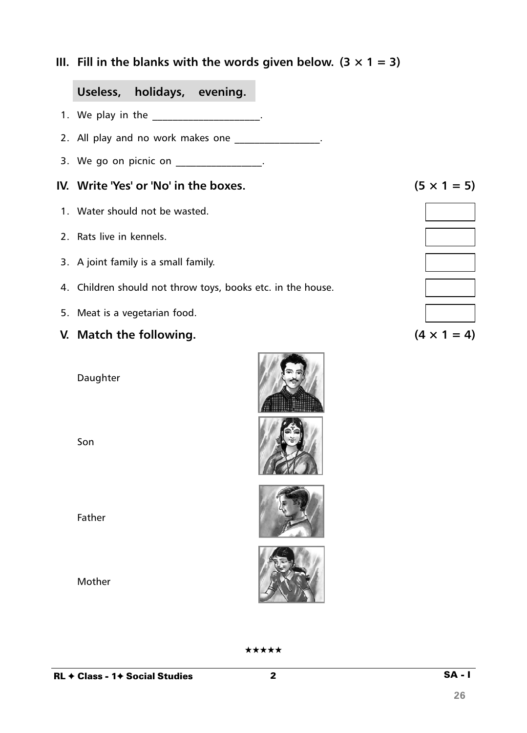## III. Fill in the blanks with the words given below. (3 × 1 = 3)

**Useless, holidays, evening.**

1. We play in the ____________________.
2. All play and no work makes one ________________.
3. We go on picnic on ________________.

## IV. Write 'Yes' or 'No' in the boxes. (5 × 1 = 5)

1. Water should not be wasted. [ ]
2. Rats live in kennels. [ ]
3. A joint family is a small family. [ ]
4. Children should not throw toys, books etc. in the house. [ ]
5. Meat is a vegetarian food. [ ]

## V. Match the following. (4 × 1 = 4)

Daughter

Son

Father

Mother

★★★★★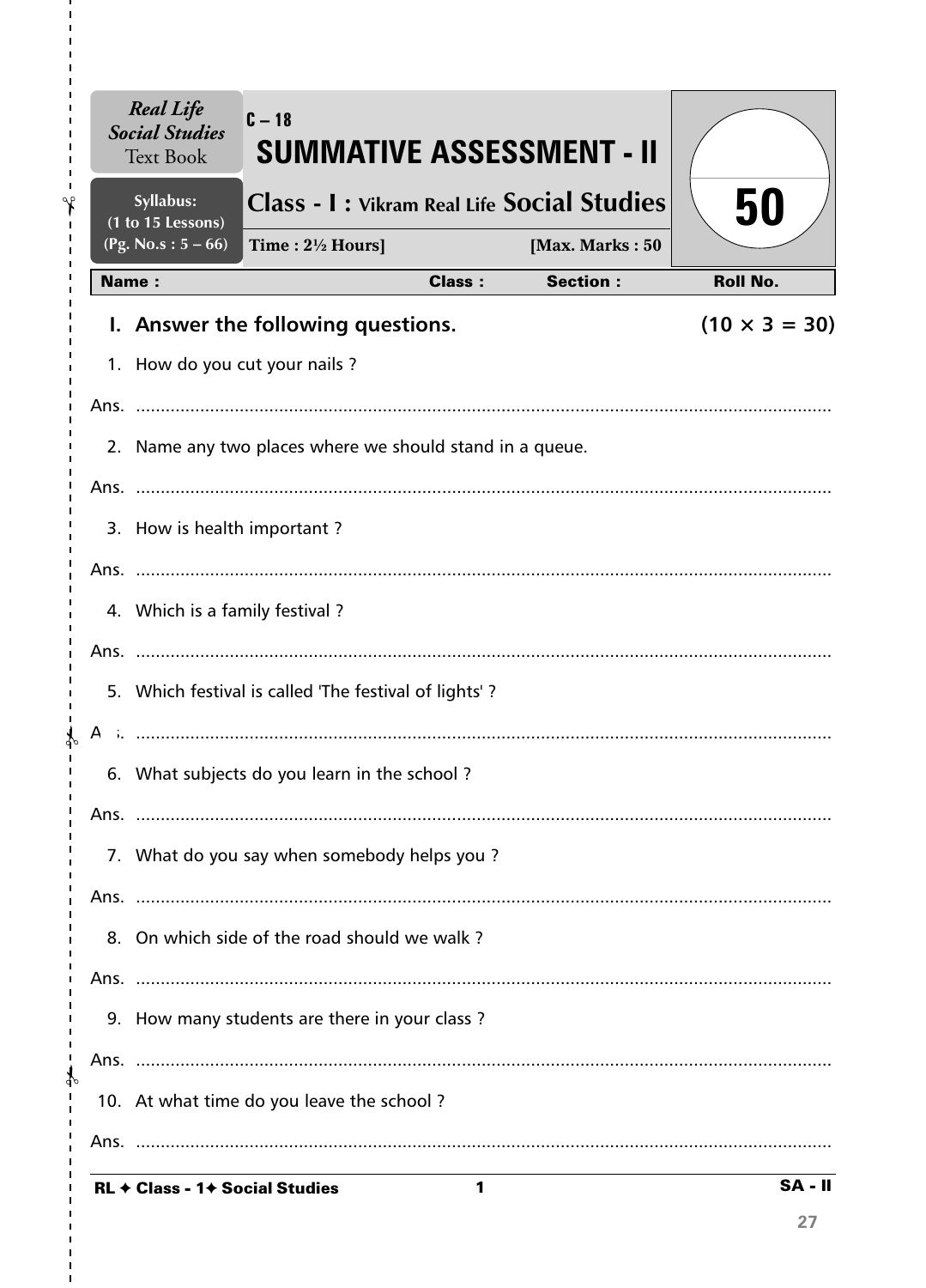**Real Life Social Studies** Text Book

**Syllabus:** (1 to 15 Lessons) (Pg. No.s : 5 – 66)

C – 18

# SUMMATIVE ASSESSMENT - II

## Class - I : Vikram Real Life Social Studies

Time : 2½ Hours] [Max. Marks : 50

**50**

**Name :** **Class :** **Section :** **Roll No.**

### I. Answer the following questions. (10 × 3 = 30)

1. How do you cut your nails ?

Ans. ...........................................................................................................................

2. Name any two places where we should stand in a queue.

Ans. ...........................................................................................................................

3. How is health important ?

Ans. ...........................................................................................................................

4. Which is a family festival ?

Ans. ...........................................................................................................................

5. Which festival is called 'The festival of lights' ?

Ans. ...........................................................................................................................

6. What subjects do you learn in the school ?

Ans. ...........................................................................................................................

7. What do you say when somebody helps you ?

Ans. ...........................................................................................................................

8. On which side of the road should we walk ?

Ans. ...........................................................................................................................

9. How many students are there in your class ?

Ans. ...........................................................................................................................

10. At what time do you leave the school ?

Ans. ...........................................................................................................................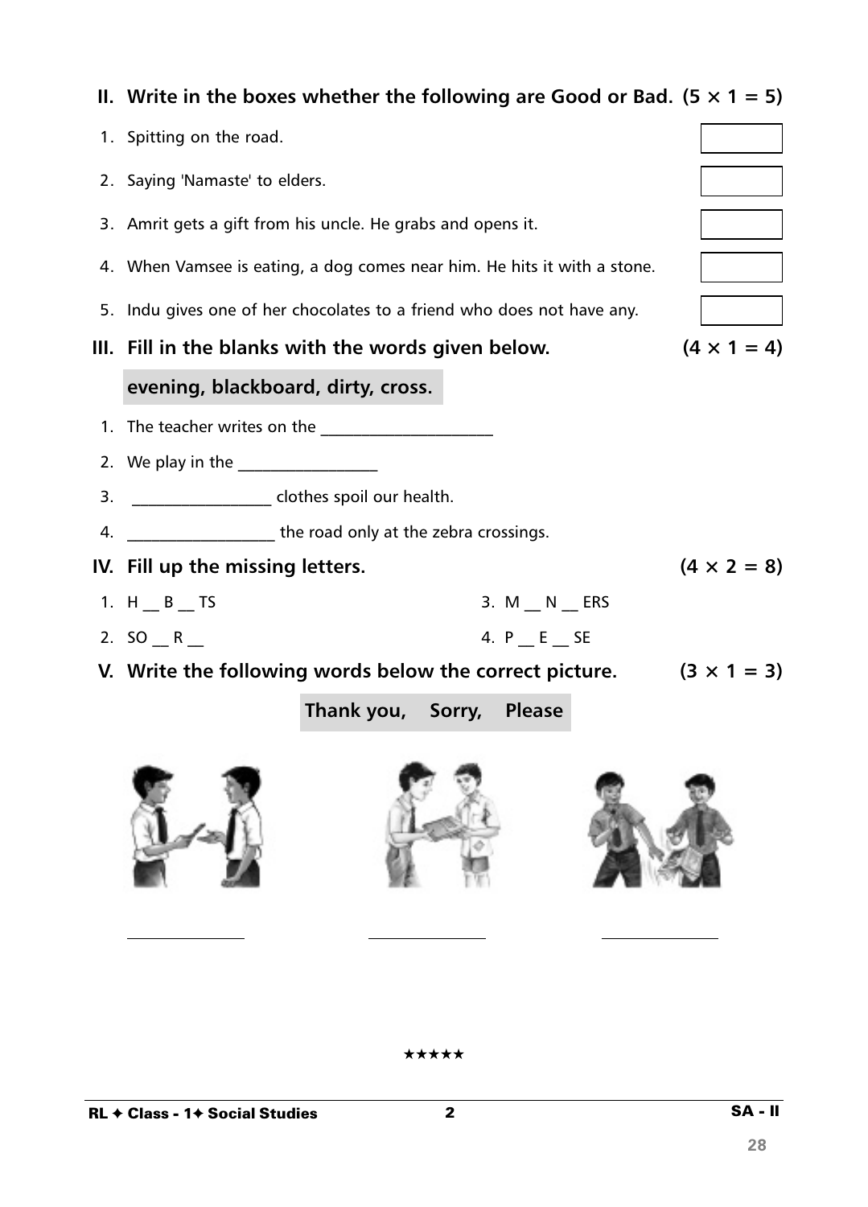## II. Write in the boxes whether the following are Good or Bad. (5 × 1 = 5)

1. Spitting on the road.
2. Saying 'Namaste' to elders.
3. Amrit gets a gift from his uncle. He grabs and opens it.
4. When Vamsee is eating, a dog comes near him. He hits it with a stone.
5. Indu gives one of her chocolates to a friend who does not have any.

## III. Fill in the blanks with the words given below. (4 × 1 = 4)

**evening, blackboard, dirty, cross.**

1. The teacher writes on the ____________________
2. We play in the ________________
3. ________________ clothes spoil our health.
4. ________________ the road only at the zebra crossings.

## IV. Fill up the missing letters. (4 × 2 = 8)

1. H __ B __ TS
2. SO __ R __
3. M __ N __ ERS
4. P __ E __ SE

## V. Write the following words below the correct picture. (3 × 1 = 3)

**Thank you, Sorry, Please**

______________ ______________ ______________

★★★★★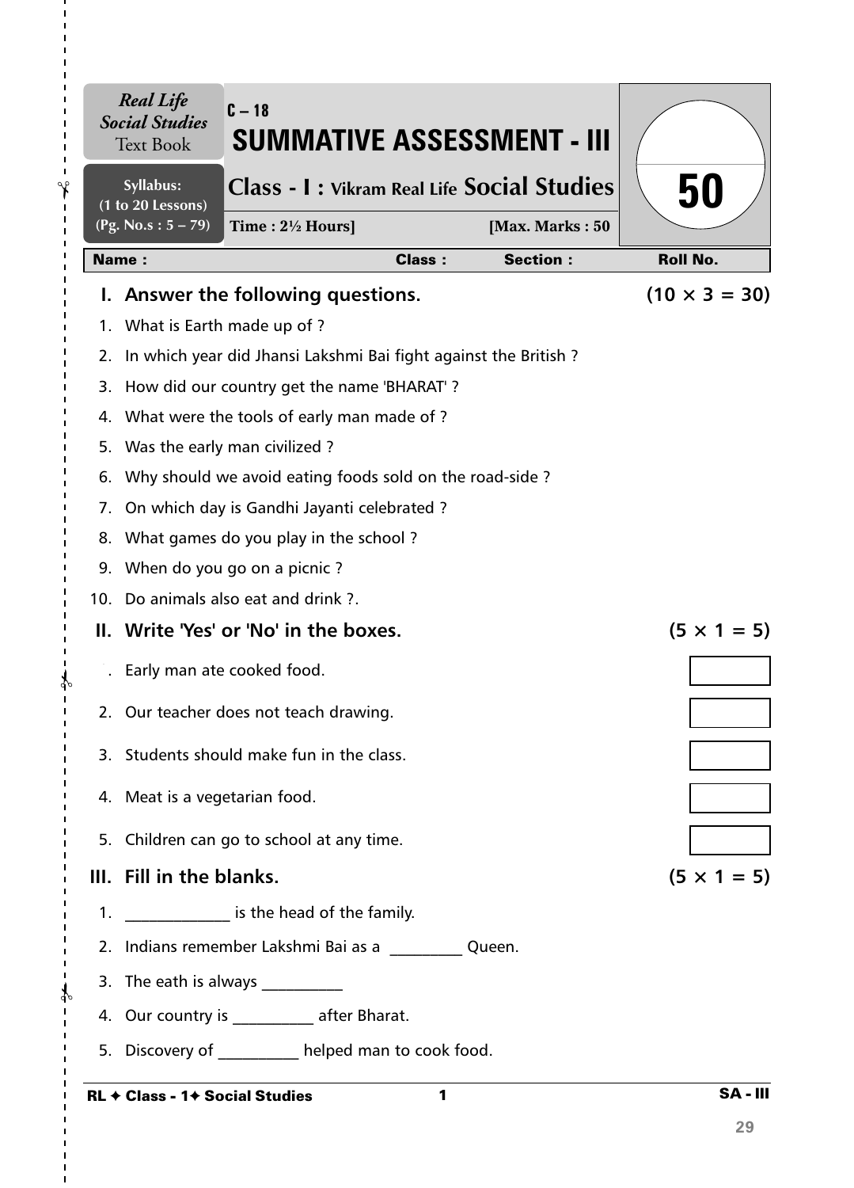*Real Life Social Studies* Text Book

Syllabus: (1 to 20 Lessons) (Pg. No.s : 5 – 79)

C – 18

# SUMMATIVE ASSESSMENT - III

## Class - I : Vikram Real Life Social Studies

**Time : 2½ Hours]** **[Max. Marks : 50**

50

| Name : | Class : | Section : | Roll No. |
|---|---|---|---|

### I. Answer the following questions. (10 × 3 = 30)

1. What is Earth made up of ?
2. In which year did Jhansi Lakshmi Bai fight against the British ?
3. How did our country get the name 'BHARAT' ?
4. What were the tools of early man made of ?
5. Was the early man civilized ?
6. Why should we avoid eating foods sold on the road-side ?
7. On which day is Gandhi Jayanti celebrated ?
8. What games do you play in the school ?
9. When do you go on a picnic ?
10. Do animals also eat and drink ?.

### II. Write 'Yes' or 'No' in the boxes. (5 × 1 = 5)

1. Early man ate cooked food. [ ]
2. Our teacher does not teach drawing. [ ]
3. Students should make fun in the class. [ ]
4. Meat is a vegetarian food. [ ]
5. Children can go to school at any time. [ ]

### III. Fill in the blanks. (5 × 1 = 5)

1. ____________ is the head of the family.
2. Indians remember Lakshmi Bai as a _________ Queen.
3. The eath is always __________
4. Our country is __________ after Bharat.
5. Discovery of __________ helped man to cook food.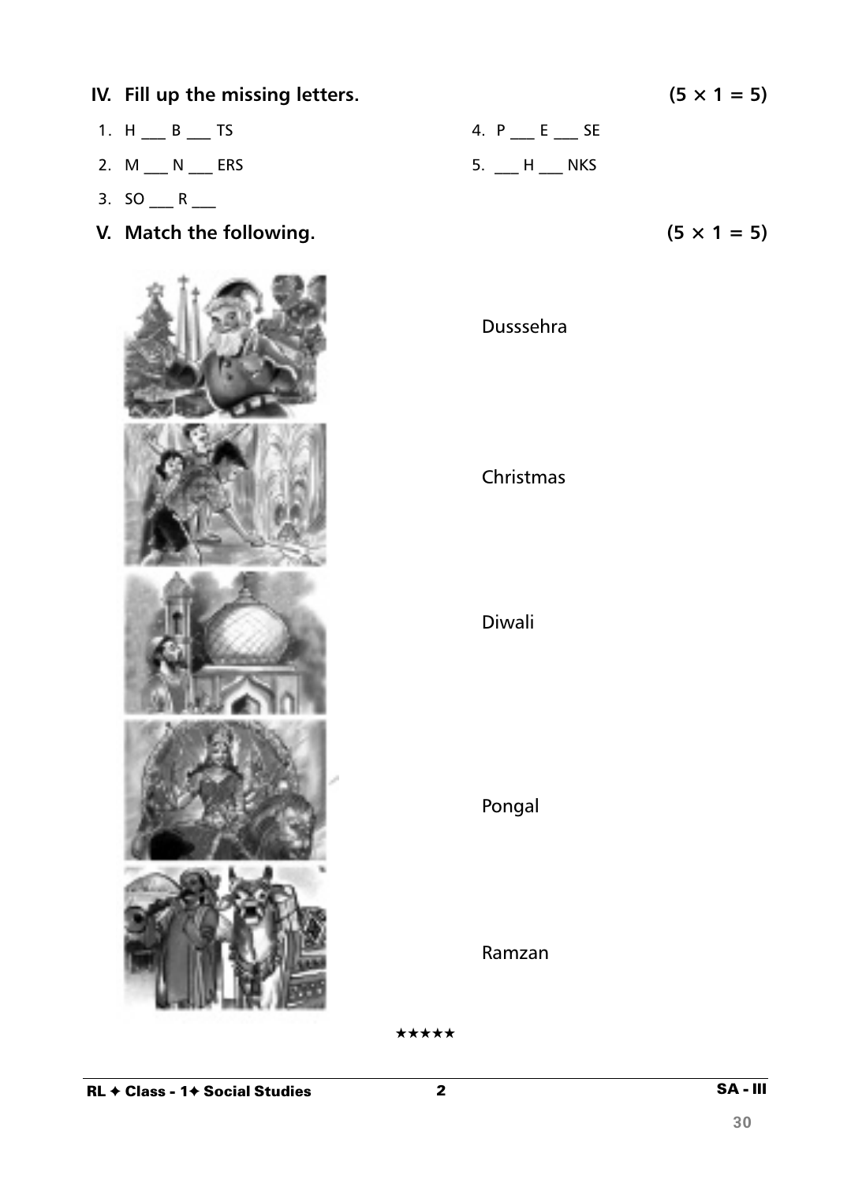## IV. Fill up the missing letters. (5 × 1 = 5)

1. H ___ B ___ TS
2. M ___ N ___ ERS
3. SO ___ R ___
4. P ___ E ___ SE
5. ___ H ___ NKS

## V. Match the following. (5 × 1 = 5)

Dusssehra

Christmas

Diwali

Pongal

Ramzan

★★★★★